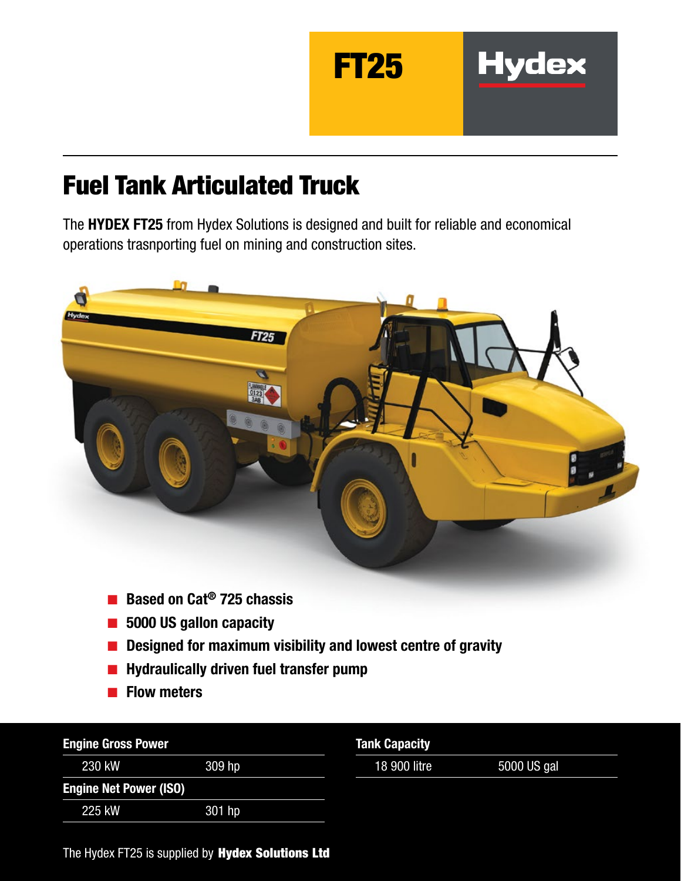# FT25

**Hydex**

## Fuel Tank Articulated Truck

The **HYDEX FT25** from Hydex Solutions is designed and built for reliable and economical operations trasnporting fuel on mining and construction sites.

- **Based on Cat® 725 chassis**
- **5000 US gallon capacity**
- **Designed for maximum visibility and lowest centre of gravity**
- **Hydraulically driven fuel transfer pump**
- **Flow meters**

| **Engine Gross Power** | |
|---|---|
| 230 kW | 309 hp |
| **Engine Net Power (ISO)** | |
| 225 kW | 301 hp |

| **Tank Capacity** | |
|---|---|
| 18 900 litre | 5000 US gal |

The Hydex FT25 is supplied by **Hydex Solutions Ltd**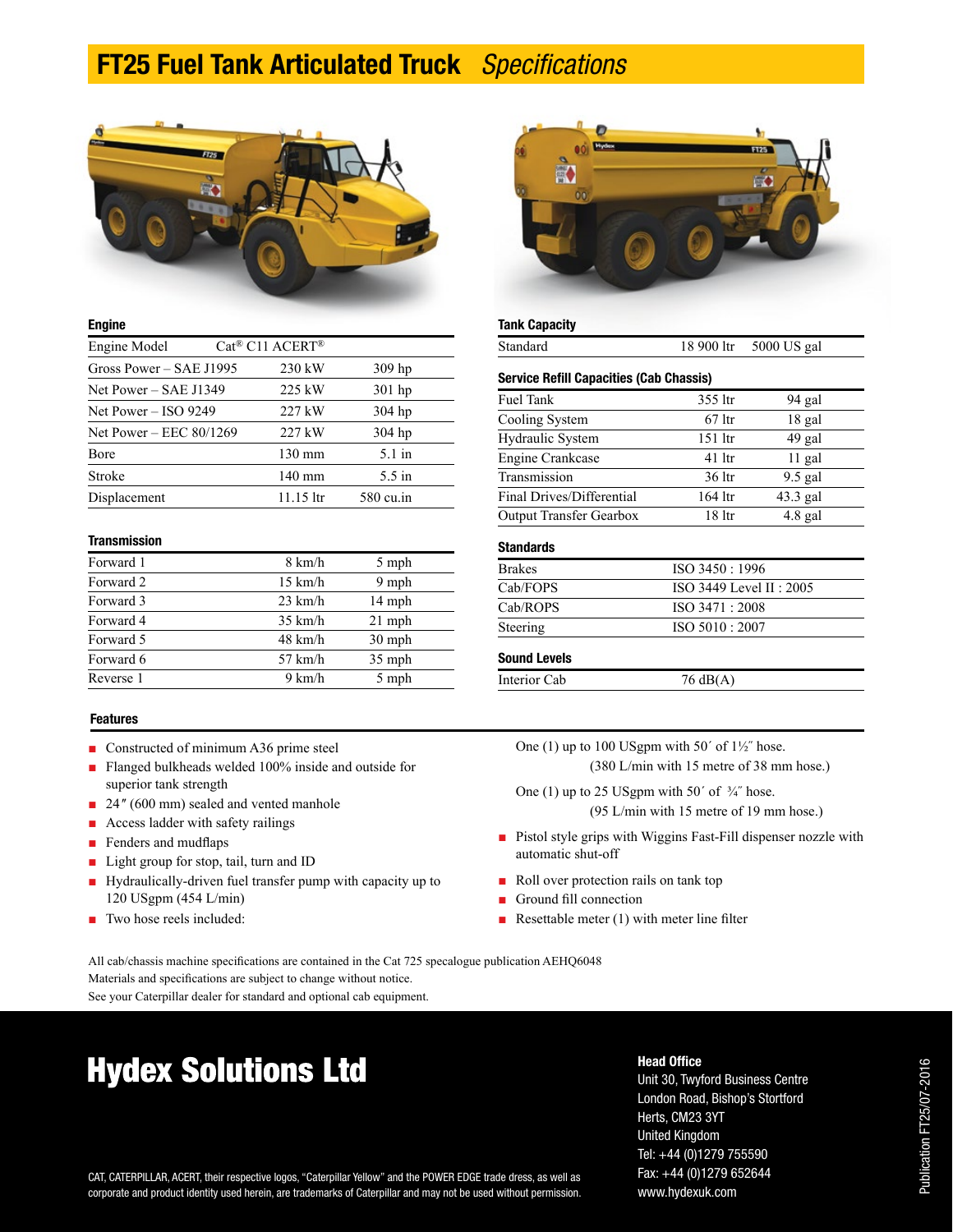# FT25 Fuel Tank Articulated Truck *Specifications*

### Engine

| | | |
|---|---|---|
| Engine Model | Cat® C11 ACERT® | |
| Gross Power – SAE J1995 | 230 kW | 309 hp |
| Net Power – SAE J1349 | 225 kW | 301 hp |
| Net Power – ISO 9249 | 227 kW | 304 hp |
| Net Power – EEC 80/1269 | 227 kW | 304 hp |
| Bore | 130 mm | 5.1 in |
| Stroke | 140 mm | 5.5 in |
| Displacement | 11.15 ltr | 580 cu.in |

### Transmission

| | | |
|---|---|---|
| Forward 1 | 8 km/h | 5 mph |
| Forward 2 | 15 km/h | 9 mph |
| Forward 3 | 23 km/h | 14 mph |
| Forward 4 | 35 km/h | 21 mph |
| Forward 5 | 48 km/h | 30 mph |
| Forward 6 | 57 km/h | 35 mph |
| Reverse 1 | 9 km/h | 5 mph |

### Tank Capacity

| | | |
|---|---|---|
| Standard | 18 900 ltr | 5000 US gal |

### Service Refill Capacities (Cab Chassis)

| | | |
|---|---|---|
| Fuel Tank | 355 ltr | 94 gal |
| Cooling System | 67 ltr | 18 gal |
| Hydraulic System | 151 ltr | 49 gal |
| Engine Crankcase | 41 ltr | 11 gal |
| Transmission | 36 ltr | 9.5 gal |
| Final Drives/Differential | 164 ltr | 43.3 gal |
| Output Transfer Gearbox | 18 ltr | 4.8 gal |

### Standards

| | |
|---|---|
| Brakes | ISO 3450 : 1996 |
| Cab/FOPS | ISO 3449 Level II : 2005 |
| Cab/ROPS | ISO 3471 : 2008 |
| Steering | ISO 5010 : 2007 |

### Sound Levels

| | |
|---|---|
| Interior Cab | 76 dB(A) |

### Features

- Constructed of minimum A36 prime steel
- Flanged bulkheads welded 100% inside and outside for superior tank strength
- 24″ (600 mm) sealed and vented manhole
- Access ladder with safety railings
- Fenders and mudflaps
- Light group for stop, tail, turn and ID
- Hydraulically-driven fuel transfer pump with capacity up to 120 USgpm (454 L/min)
- Two hose reels included:

  One (1) up to 100 USgpm with 50′ of 1½″ hose.
  (380 L/min with 15 metre of 38 mm hose.)

  One (1) up to 25 USgpm with 50′ of ¾″ hose.
  (95 L/min with 15 metre of 19 mm hose.)
- Pistol style grips with Wiggins Fast-Fill dispenser nozzle with automatic shut-off
- Roll over protection rails on tank top
- Ground fill connection
- Resettable meter (1) with meter line filter

All cab/chassis machine specifications are contained in the Cat 725 specalogue publication AEHQ6048
Materials and specifications are subject to change without notice.
See your Caterpillar dealer for standard and optional cab equipment.

## Hydex Solutions Ltd

CAT, CATERPILLAR, ACERT, their respective logos, “Caterpillar Yellow” and the POWER EDGE trade dress, as well as corporate and product identity used herein, are trademarks of Caterpillar and may not be used without permission.

**Head Office**
Unit 30, Twyford Business Centre
London Road, Bishop’s Stortford
Herts, CM23 3YT
United Kingdom
Tel: +44 (0)1279 755590
Fax: +44 (0)1279 652644
www.hydexuk.com

Publication FT25/07-2016